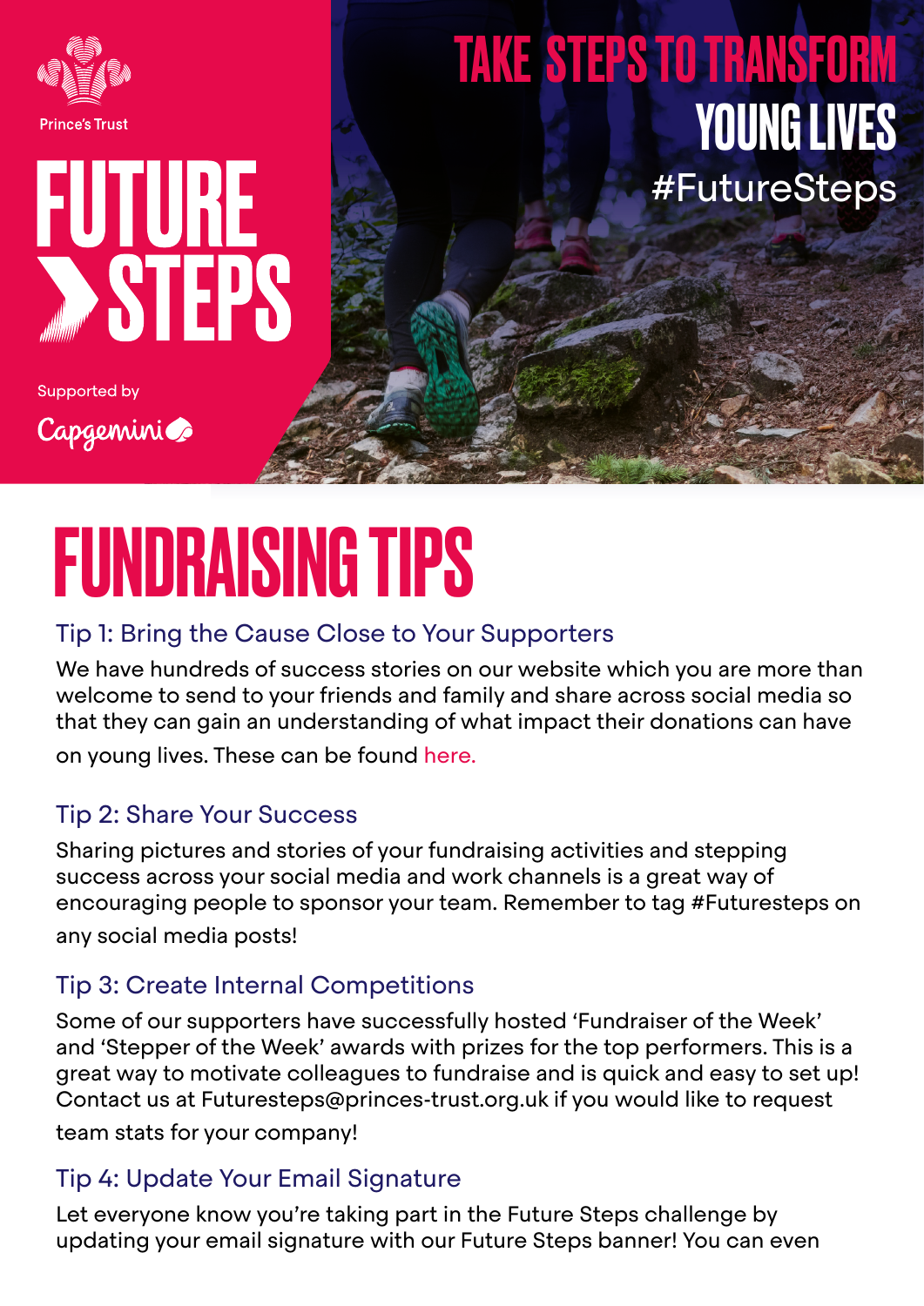Prince's Trust

# FUTURE STEPS

Supported by Capgemini

## TAKE STEPS TO TRANSFORM YOUNG LIVES

#FutureSteps

# FUNDRAISING TIPS

### Tip 1: Bring the Cause Close to Your Supporters

We have hundreds of success stories on our website which you are more than welcome to send to your friends and family and share across social media so that they can gain an understanding of what impact their donations can have on young lives. These can be found here.

### Tip 2: Share Your Success

Sharing pictures and stories of your fundraising activities and stepping success across your social media and work channels is a great way of encouraging people to sponsor your team. Remember to tag #Futuresteps on any social media posts!

### Tip 3: Create Internal Competitions

Some of our supporters have successfully hosted 'Fundraiser of the Week' and 'Stepper of the Week' awards with prizes for the top performers. This is a great way to motivate colleagues to fundraise and is quick and easy to set up! Contact us at Futuresteps@princes-trust.org.uk if you would like to request team stats for your company!

### Tip 4: Update Your Email Signature

Let everyone know you're taking part in the Future Steps challenge by updating your email signature with our Future Steps banner! You can even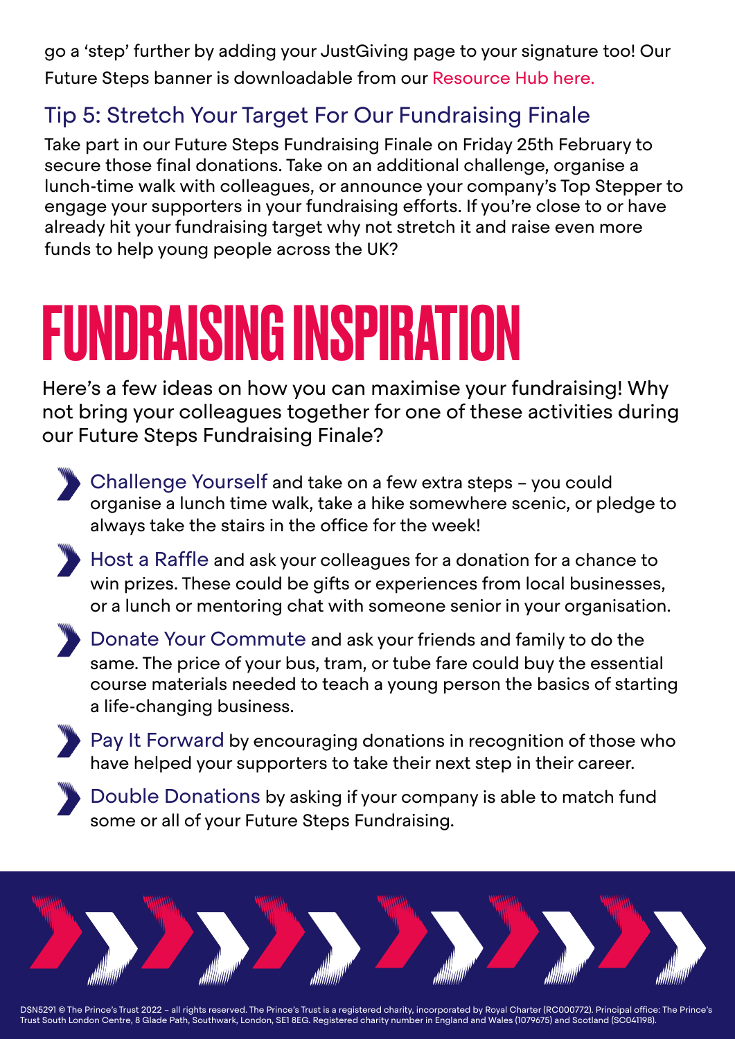go a 'step' further by adding your JustGiving page to your signature too! Our Future Steps banner is downloadable from our Resource Hub here.

## Tip 5: Stretch Your Target For Our Fundraising Finale

Take part in our Future Steps Fundraising Finale on Friday 25th February to secure those final donations. Take on an additional challenge, organise a lunch-time walk with colleagues, or announce your company's Top Stepper to engage your supporters in your fundraising efforts. If you're close to or have already hit your fundraising target why not stretch it and raise even more funds to help young people across the UK?

# FUNDRAISING INSPIRATION

Here's a few ideas on how you can maximise your fundraising! Why not bring your colleagues together for one of these activities during our Future Steps Fundraising Finale?

- Challenge Yourself and take on a few extra steps – you could organise a lunch time walk, take a hike somewhere scenic, or pledge to always take the stairs in the office for the week!
- Host a Raffle and ask your colleagues for a donation for a chance to win prizes. These could be gifts or experiences from local businesses, or a lunch or mentoring chat with someone senior in your organisation.
- Donate Your Commute and ask your friends and family to do the same. The price of your bus, tram, or tube fare could buy the essential course materials needed to teach a young person the basics of starting a life-changing business.
- Pay It Forward by encouraging donations in recognition of those who have helped your supporters to take their next step in their career.
- Double Donations by asking if your company is able to match fund some or all of your Future Steps Fundraising.

DSN5291 © The Prince's Trust 2022 – all rights reserved. The Prince's Trust is a registered charity, incorporated by Royal Charter (RC000772). Principal office: The Prince's Trust South London Centre, 8 Glade Path, Southwark, London, SE1 8EG. Registered charity number in England and Wales (1079675) and Scotland (SC041198).